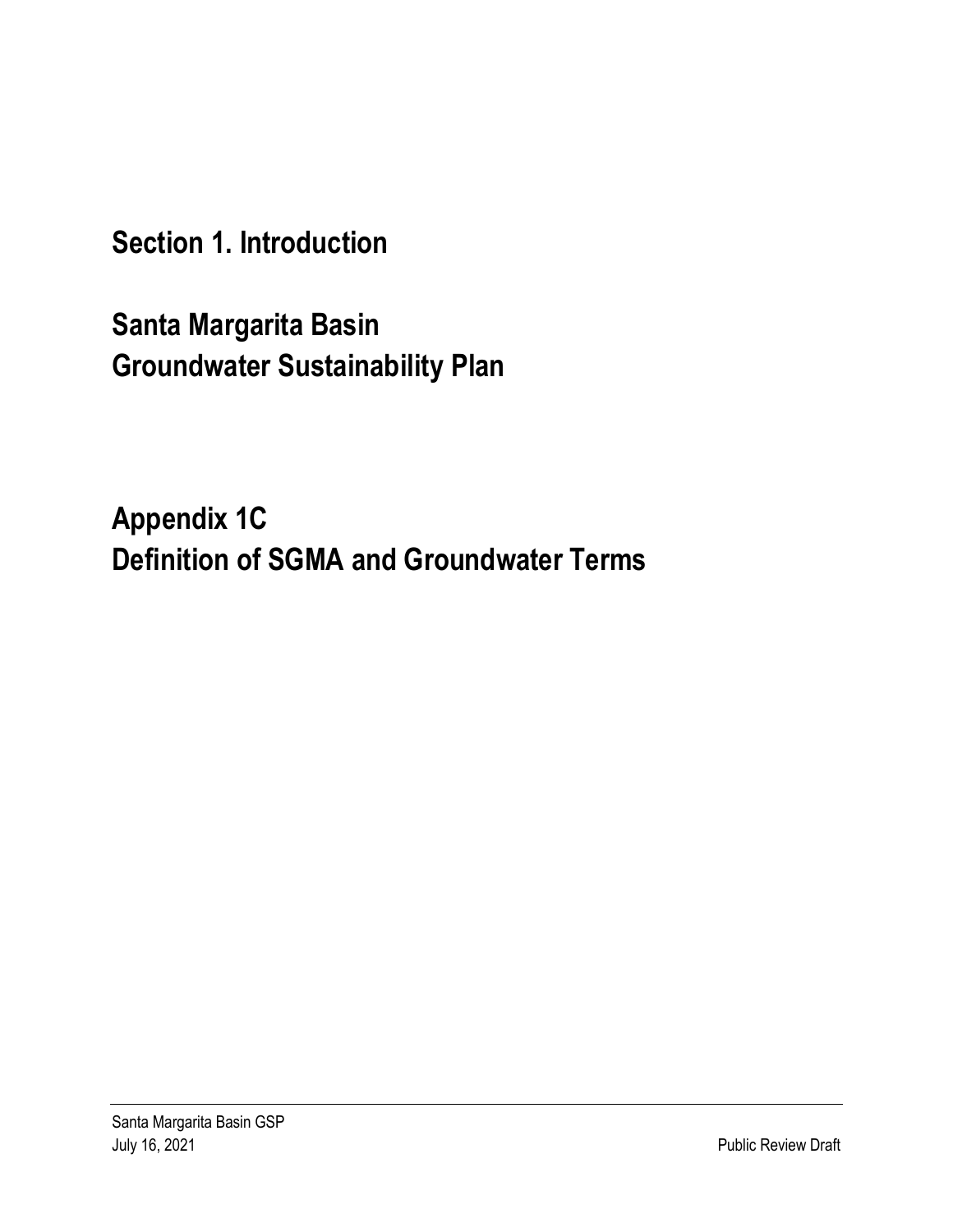# Section 1. Introduction

# Santa Margarita Basin Groundwater Sustainability Plan

# Appendix 1C Definition of SGMA and Groundwater Terms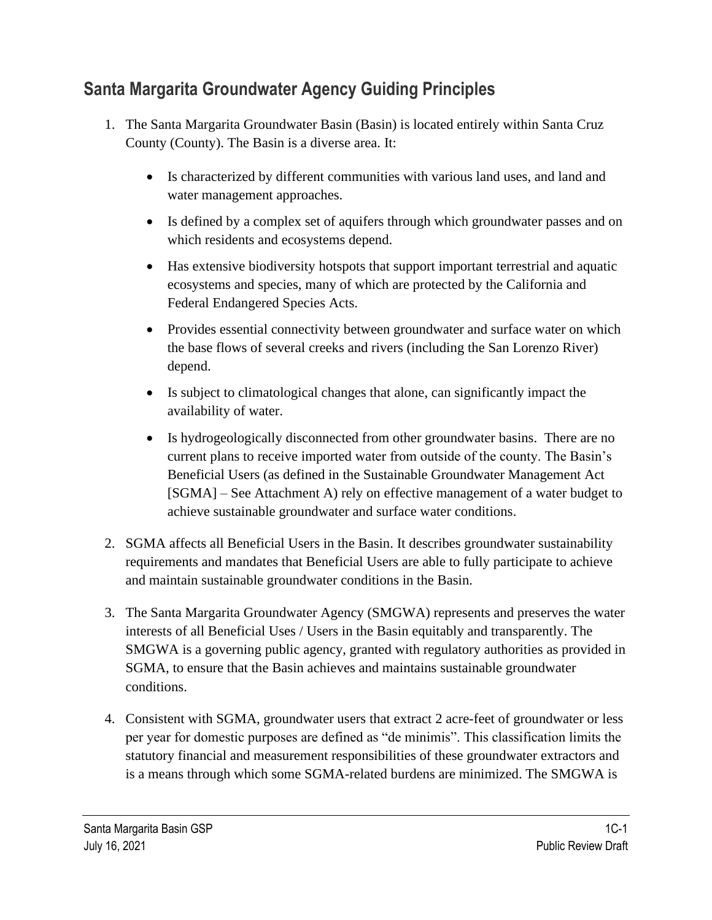## Santa Margarita Groundwater Agency Guiding Principles

1. The Santa Margarita Groundwater Basin (Basin) is located entirely within Santa Cruz County (County). The Basin is a diverse area. It:

    - Is characterized by different communities with various land uses, and land and water management approaches.
    - Is defined by a complex set of aquifers through which groundwater passes and on which residents and ecosystems depend.
    - Has extensive biodiversity hotspots that support important terrestrial and aquatic ecosystems and species, many of which are protected by the California and Federal Endangered Species Acts.
    - Provides essential connectivity between groundwater and surface water on which the base flows of several creeks and rivers (including the San Lorenzo River) depend.
    - Is subject to climatological changes that alone, can significantly impact the availability of water.
    - Is hydrogeologically disconnected from other groundwater basins. There are no current plans to receive imported water from outside of the county. The Basin's Beneficial Users (as defined in the Sustainable Groundwater Management Act [SGMA] – See Attachment A) rely on effective management of a water budget to achieve sustainable groundwater and surface water conditions.

2. SGMA affects all Beneficial Users in the Basin. It describes groundwater sustainability requirements and mandates that Beneficial Users are able to fully participate to achieve and maintain sustainable groundwater conditions in the Basin.

3. The Santa Margarita Groundwater Agency (SMGWA) represents and preserves the water interests of all Beneficial Uses / Users in the Basin equitably and transparently. The SMGWA is a governing public agency, granted with regulatory authorities as provided in SGMA, to ensure that the Basin achieves and maintains sustainable groundwater conditions.

4. Consistent with SGMA, groundwater users that extract 2 acre-feet of groundwater or less per year for domestic purposes are defined as "de minimis". This classification limits the statutory financial and measurement responsibilities of these groundwater extractors and is a means through which some SGMA-related burdens are minimized. The SMGWA is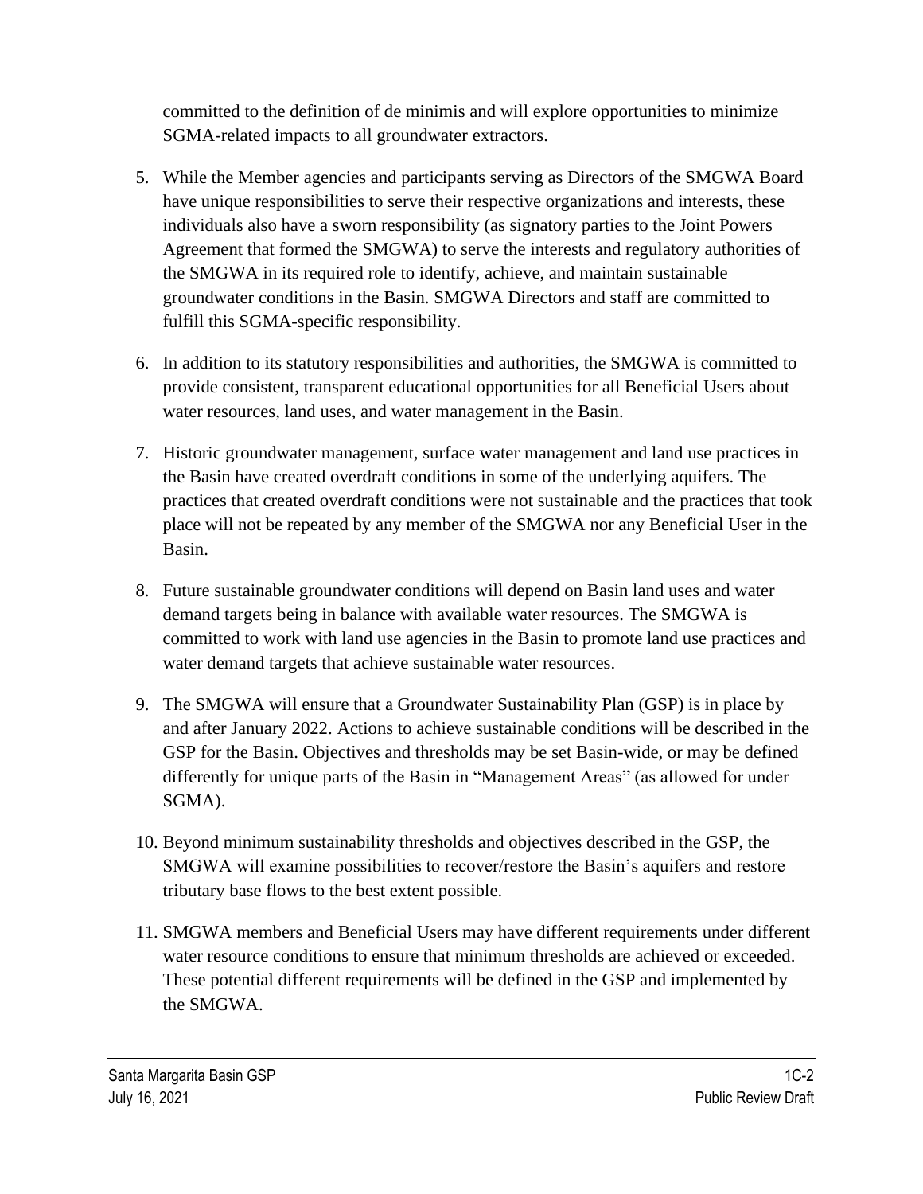committed to the definition of de minimis and will explore opportunities to minimize SGMA-related impacts to all groundwater extractors.

5. While the Member agencies and participants serving as Directors of the SMGWA Board have unique responsibilities to serve their respective organizations and interests, these individuals also have a sworn responsibility (as signatory parties to the Joint Powers Agreement that formed the SMGWA) to serve the interests and regulatory authorities of the SMGWA in its required role to identify, achieve, and maintain sustainable groundwater conditions in the Basin. SMGWA Directors and staff are committed to fulfill this SGMA-specific responsibility.

6. In addition to its statutory responsibilities and authorities, the SMGWA is committed to provide consistent, transparent educational opportunities for all Beneficial Users about water resources, land uses, and water management in the Basin.

7. Historic groundwater management, surface water management and land use practices in the Basin have created overdraft conditions in some of the underlying aquifers. The practices that created overdraft conditions were not sustainable and the practices that took place will not be repeated by any member of the SMGWA nor any Beneficial User in the Basin.

8. Future sustainable groundwater conditions will depend on Basin land uses and water demand targets being in balance with available water resources. The SMGWA is committed to work with land use agencies in the Basin to promote land use practices and water demand targets that achieve sustainable water resources.

9. The SMGWA will ensure that a Groundwater Sustainability Plan (GSP) is in place by and after January 2022. Actions to achieve sustainable conditions will be described in the GSP for the Basin. Objectives and thresholds may be set Basin-wide, or may be defined differently for unique parts of the Basin in "Management Areas" (as allowed for under SGMA).

10. Beyond minimum sustainability thresholds and objectives described in the GSP, the SMGWA will examine possibilities to recover/restore the Basin's aquifers and restore tributary base flows to the best extent possible.

11. SMGWA members and Beneficial Users may have different requirements under different water resource conditions to ensure that minimum thresholds are achieved or exceeded. These potential different requirements will be defined in the GSP and implemented by the SMGWA.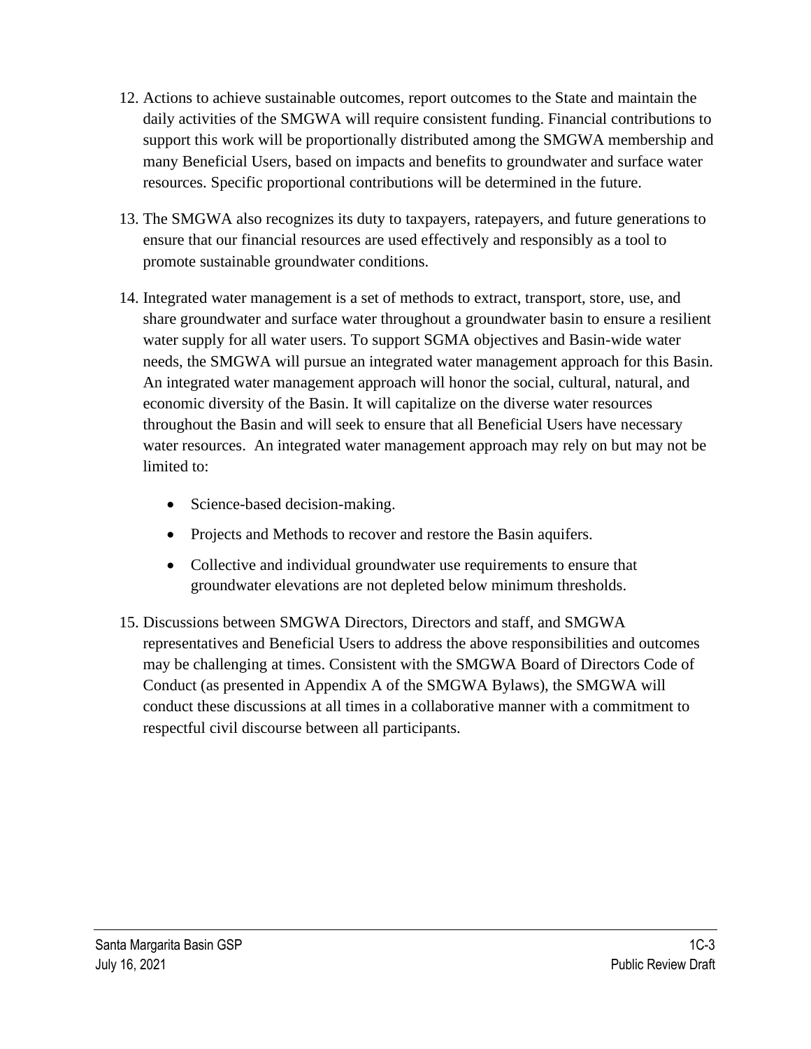12. Actions to achieve sustainable outcomes, report outcomes to the State and maintain the daily activities of the SMGWA will require consistent funding. Financial contributions to support this work will be proportionally distributed among the SMGWA membership and many Beneficial Users, based on impacts and benefits to groundwater and surface water resources. Specific proportional contributions will be determined in the future.

13. The SMGWA also recognizes its duty to taxpayers, ratepayers, and future generations to ensure that our financial resources are used effectively and responsibly as a tool to promote sustainable groundwater conditions.

14. Integrated water management is a set of methods to extract, transport, store, use, and share groundwater and surface water throughout a groundwater basin to ensure a resilient water supply for all water users. To support SGMA objectives and Basin-wide water needs, the SMGWA will pursue an integrated water management approach for this Basin. An integrated water management approach will honor the social, cultural, natural, and economic diversity of the Basin. It will capitalize on the diverse water resources throughout the Basin and will seek to ensure that all Beneficial Users have necessary water resources. An integrated water management approach may rely on but may not be limited to:

    - Science-based decision-making.
    - Projects and Methods to recover and restore the Basin aquifers.
    - Collective and individual groundwater use requirements to ensure that groundwater elevations are not depleted below minimum thresholds.

15. Discussions between SMGWA Directors, Directors and staff, and SMGWA representatives and Beneficial Users to address the above responsibilities and outcomes may be challenging at times. Consistent with the SMGWA Board of Directors Code of Conduct (as presented in Appendix A of the SMGWA Bylaws), the SMGWA will conduct these discussions at all times in a collaborative manner with a commitment to respectful civil discourse between all participants.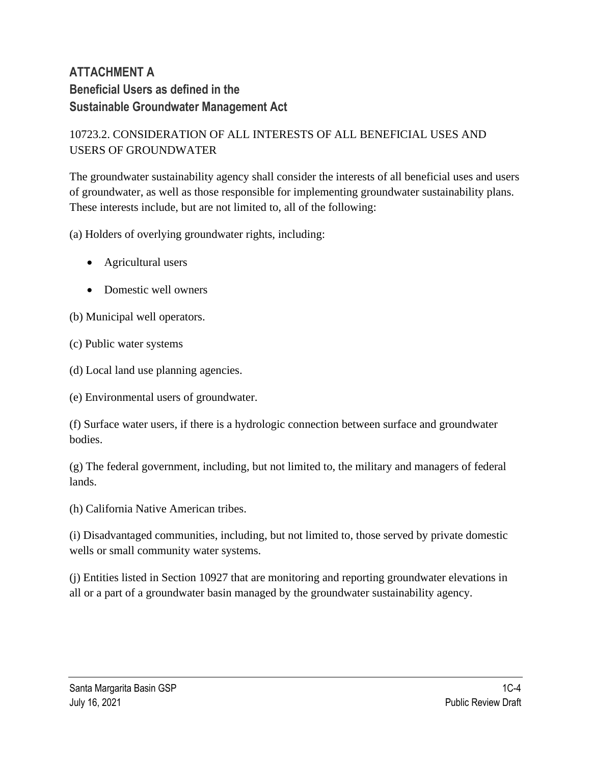# ATTACHMENT A

## Beneficial Users as defined in the Sustainable Groundwater Management Act

10723.2. CONSIDERATION OF ALL INTERESTS OF ALL BENEFICIAL USES AND USERS OF GROUNDWATER

The groundwater sustainability agency shall consider the interests of all beneficial uses and users of groundwater, as well as those responsible for implementing groundwater sustainability plans. These interests include, but are not limited to, all of the following:

(a) Holders of overlying groundwater rights, including:

- Agricultural users
- Domestic well owners

(b) Municipal well operators.

(c) Public water systems

(d) Local land use planning agencies.

(e) Environmental users of groundwater.

(f) Surface water users, if there is a hydrologic connection between surface and groundwater bodies.

(g) The federal government, including, but not limited to, the military and managers of federal lands.

(h) California Native American tribes.

(i) Disadvantaged communities, including, but not limited to, those served by private domestic wells or small community water systems.

(j) Entities listed in Section 10927 that are monitoring and reporting groundwater elevations in all or a part of a groundwater basin managed by the groundwater sustainability agency.